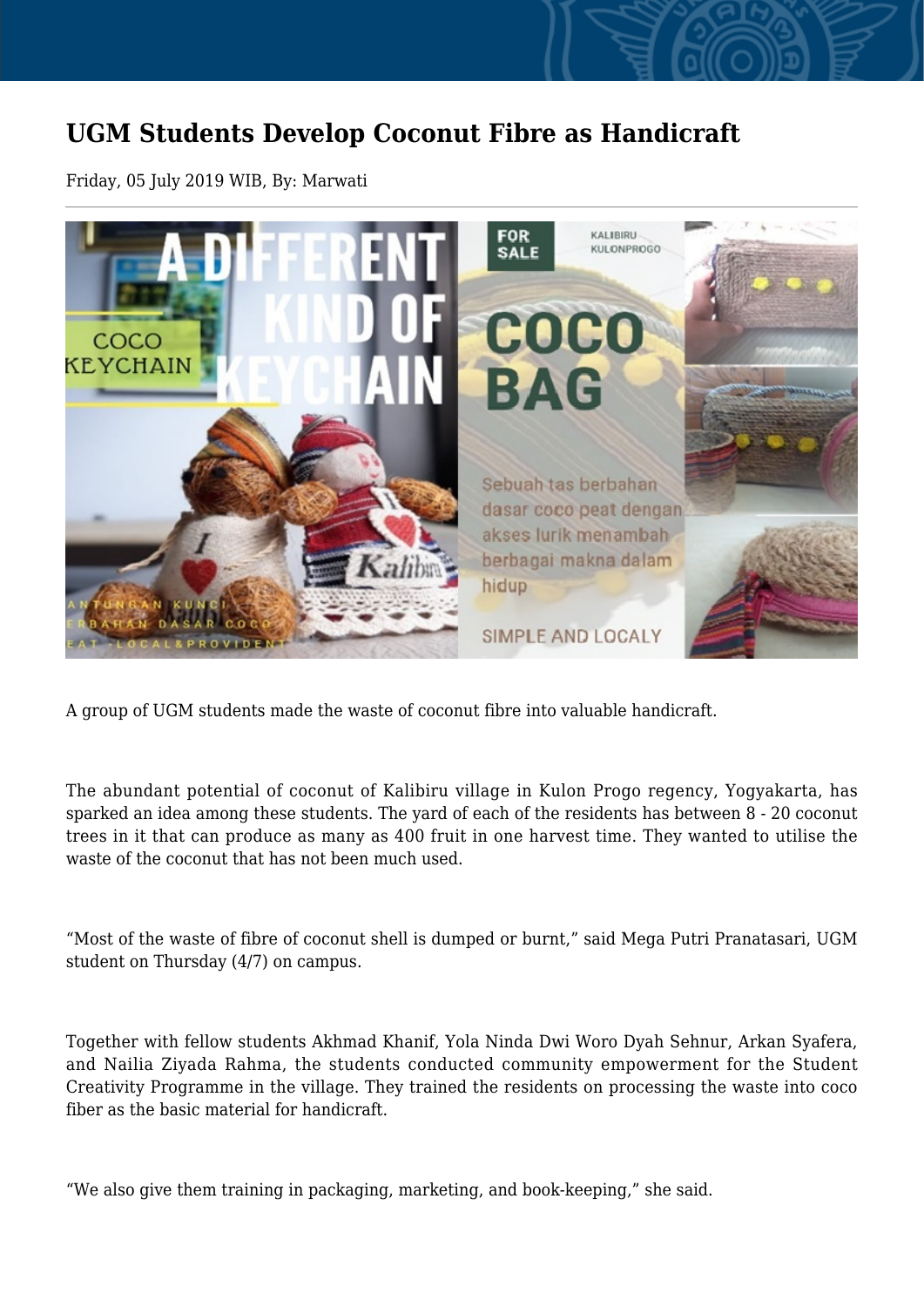# UGM Students Develop Coconut Fibre as Handicraft

Friday, 05 July 2019 WIB, By: Marwati

---

A group of UGM students made the waste of coconut fibre into valuable handicraft.

The abundant potential of coconut of Kalibiru village in Kulon Progo regency, Yogyakarta, has sparked an idea among these students. The yard of each of the residents has between 8 - 20 coconut trees in it that can produce as many as 400 fruit in one harvest time. They wanted to utilise the waste of the coconut that has not been much used.

“Most of the waste of fibre of coconut shell is dumped or burnt,” said Mega Putri Pranatasari, UGM student on Thursday (4/7) on campus.

Together with fellow students Akhmad Khanif, Yola Ninda Dwi Woro Dyah Sehnur, Arkan Syafera, and Nailia Ziyada Rahma, the students conducted community empowerment for the Student Creativity Programme in the village. They trained the residents on processing the waste into coco fiber as the basic material for handicraft.

“We also give them training in packaging, marketing, and book-keeping,” she said.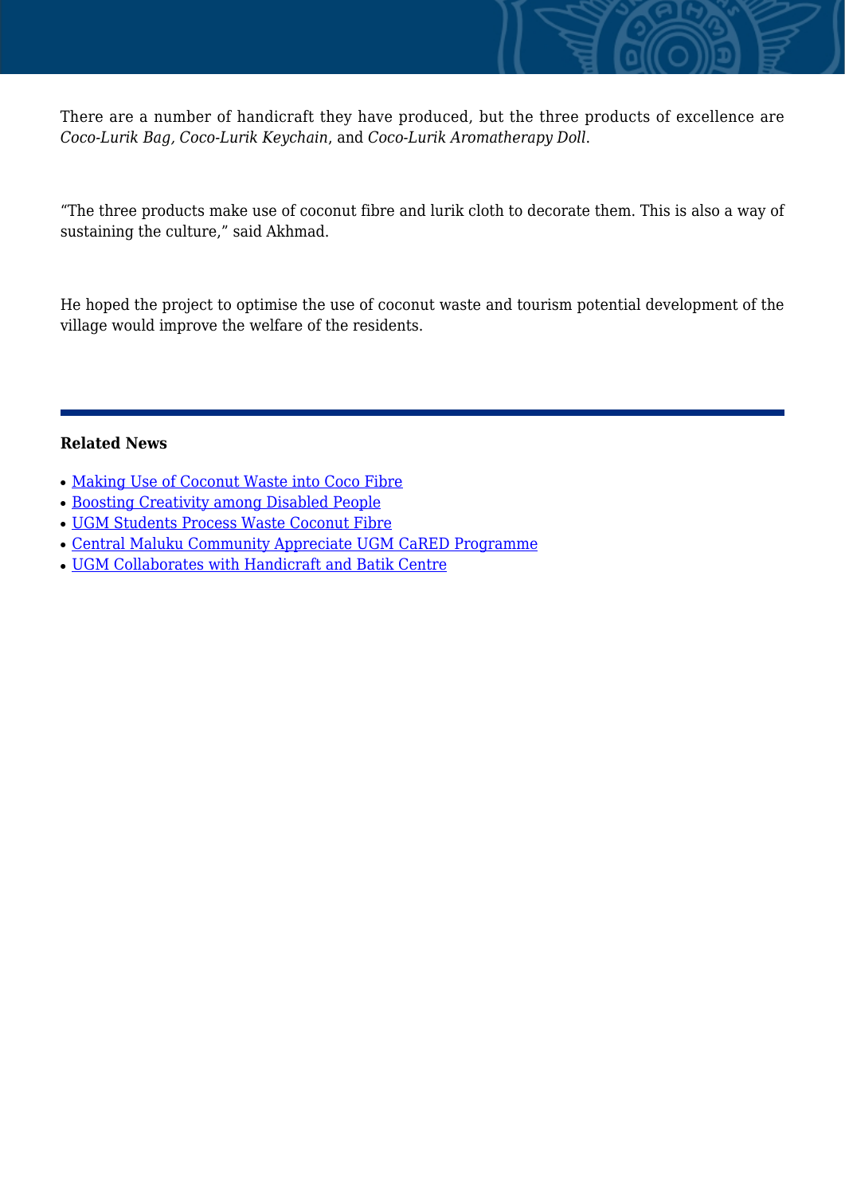There are a number of handicraft they have produced, but the three products of excellence are *Coco-Lurik Bag, Coco-Lurik Keychain*, and *Coco-Lurik Aromatherapy Doll*.

"The three products make use of coconut fibre and lurik cloth to decorate them. This is also a way of sustaining the culture," said Akhmad.

He hoped the project to optimise the use of coconut waste and tourism potential development of the village would improve the welfare of the residents.

---

**Related News**

- Making Use of Coconut Waste into Coco Fibre
- Boosting Creativity among Disabled People
- UGM Students Process Waste Coconut Fibre
- Central Maluku Community Appreciate UGM CaRED Programme
- UGM Collaborates with Handicraft and Batik Centre